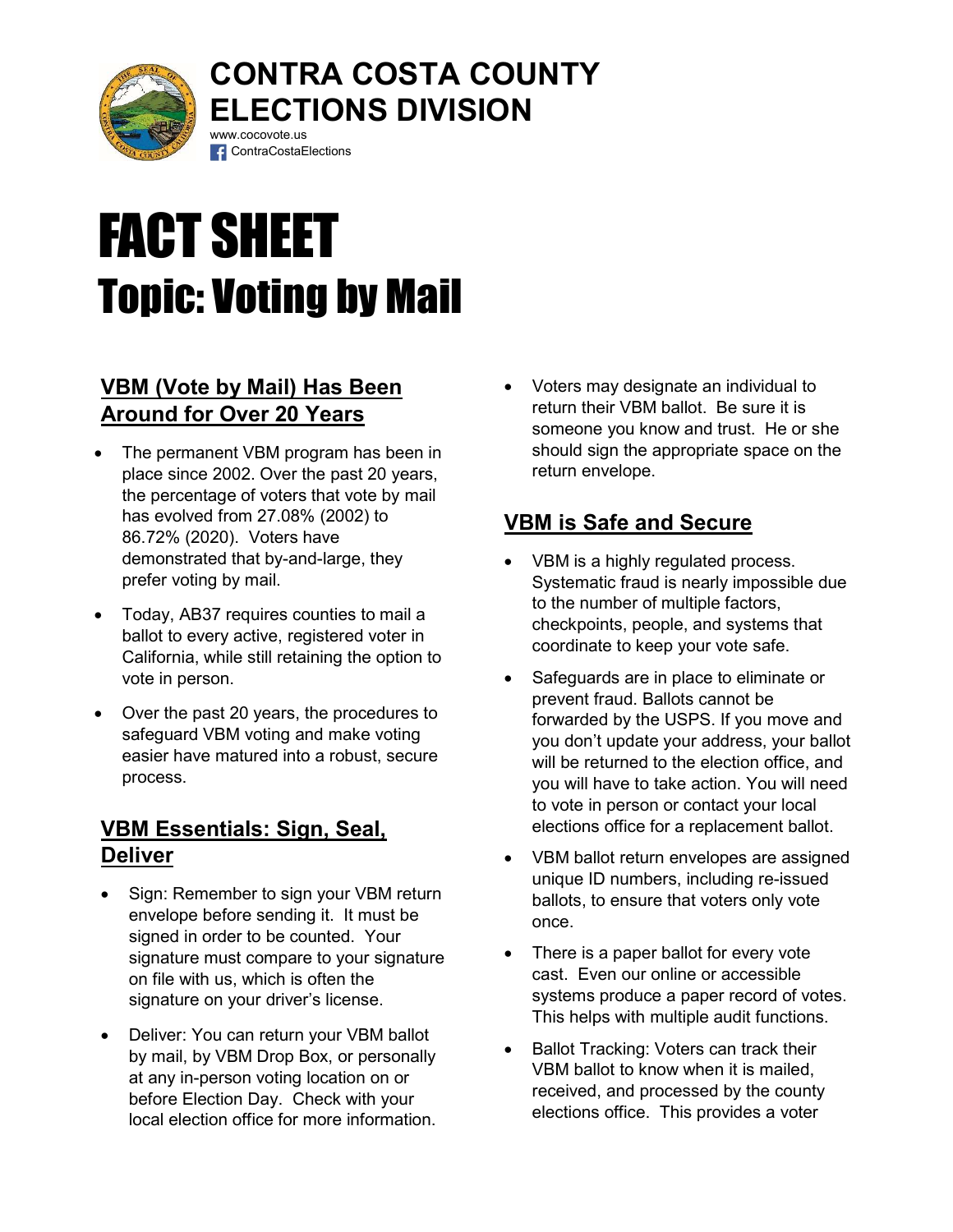# CONTRA COSTA COUNTY ELECTIONS DIVISION

www.cocovote.us

ContraCostaElections

# FACT SHEET

## Topic: Voting by Mail

### VBM (Vote by Mail) Has Been Around for Over 20 Years

- The permanent VBM program has been in place since 2002. Over the past 20 years, the percentage of voters that vote by mail has evolved from 27.08% (2002) to 86.72% (2020). Voters have demonstrated that by-and-large, they prefer voting by mail.
- Today, AB37 requires counties to mail a ballot to every active, registered voter in California, while still retaining the option to vote in person.
- Over the past 20 years, the procedures to safeguard VBM voting and make voting easier have matured into a robust, secure process.

### VBM Essentials: Sign, Seal, Deliver

- Sign: Remember to sign your VBM return envelope before sending it. It must be signed in order to be counted. Your signature must compare to your signature on file with us, which is often the signature on your driver's license.
- Deliver: You can return your VBM ballot by mail, by VBM Drop Box, or personally at any in-person voting location on or before Election Day. Check with your local election office for more information.
- Voters may designate an individual to return their VBM ballot. Be sure it is someone you know and trust. He or she should sign the appropriate space on the return envelope.

### VBM is Safe and Secure

- VBM is a highly regulated process. Systematic fraud is nearly impossible due to the number of multiple factors, checkpoints, people, and systems that coordinate to keep your vote safe.
- Safeguards are in place to eliminate or prevent fraud. Ballots cannot be forwarded by the USPS. If you move and you don't update your address, your ballot will be returned to the election office, and you will have to take action. You will need to vote in person or contact your local elections office for a replacement ballot.
- VBM ballot return envelopes are assigned unique ID numbers, including re-issued ballots, to ensure that voters only vote once.
- There is a paper ballot for every vote cast. Even our online or accessible systems produce a paper record of votes. This helps with multiple audit functions.
- Ballot Tracking: Voters can track their VBM ballot to know when it is mailed, received, and processed by the county elections office. This provides a voter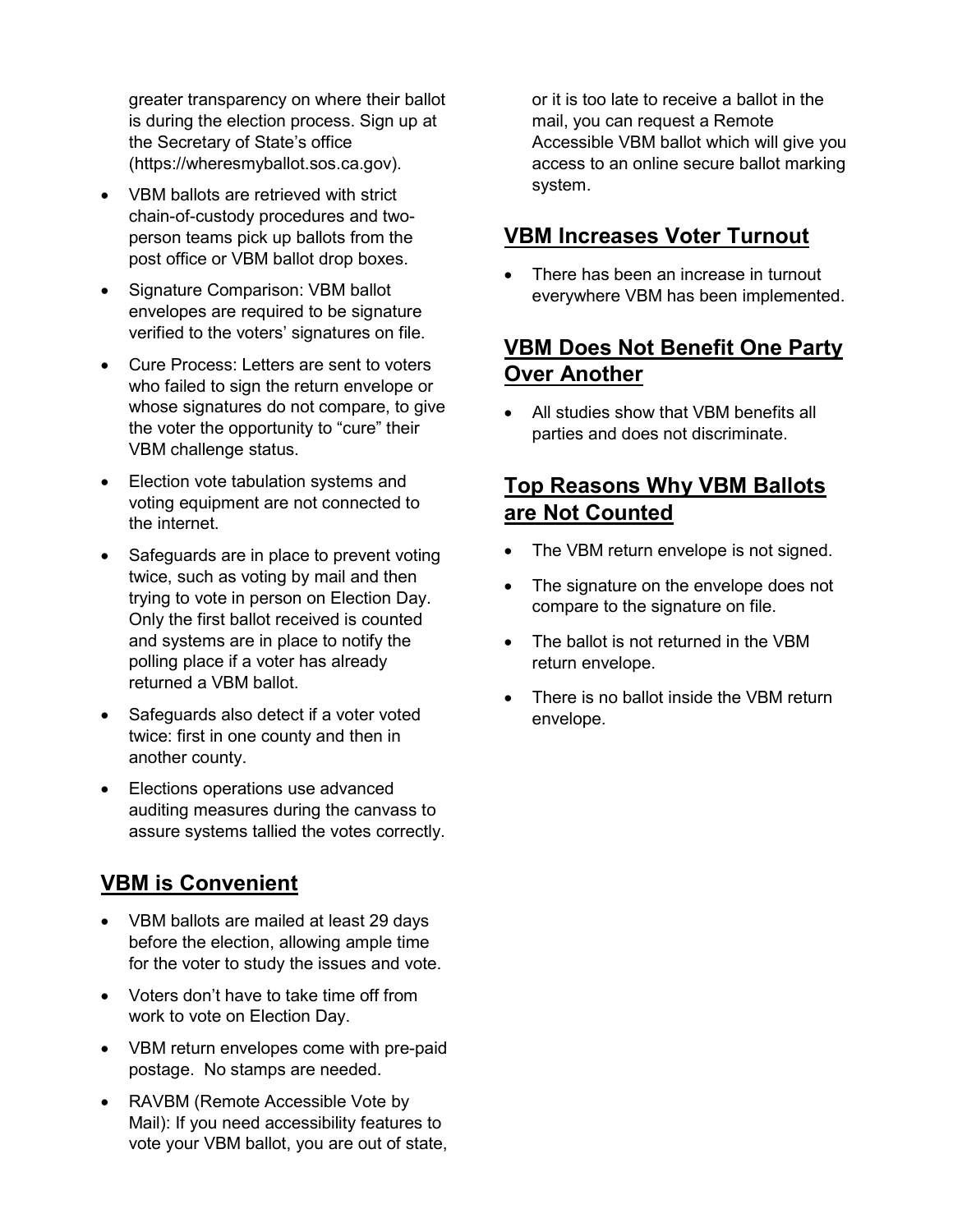greater transparency on where their ballot is during the election process. Sign up at the Secretary of State's office (https://wheresmyballot.sos.ca.gov).

- VBM ballots are retrieved with strict chain-of-custody procedures and two-person teams pick up ballots from the post office or VBM ballot drop boxes.
- Signature Comparison: VBM ballot envelopes are required to be signature verified to the voters' signatures on file.
- Cure Process: Letters are sent to voters who failed to sign the return envelope or whose signatures do not compare, to give the voter the opportunity to "cure" their VBM challenge status.
- Election vote tabulation systems and voting equipment are not connected to the internet.
- Safeguards are in place to prevent voting twice, such as voting by mail and then trying to vote in person on Election Day. Only the first ballot received is counted and systems are in place to notify the polling place if a voter has already returned a VBM ballot.
- Safeguards also detect if a voter voted twice: first in one county and then in another county.
- Elections operations use advanced auditing measures during the canvass to assure systems tallied the votes correctly.

## VBM is Convenient

- VBM ballots are mailed at least 29 days before the election, allowing ample time for the voter to study the issues and vote.
- Voters don't have to take time off from work to vote on Election Day.
- VBM return envelopes come with pre-paid postage. No stamps are needed.
- RAVBM (Remote Accessible Vote by Mail): If you need accessibility features to vote your VBM ballot, you are out of state, or it is too late to receive a ballot in the mail, you can request a Remote Accessible VBM ballot which will give you access to an online secure ballot marking system.

## VBM Increases Voter Turnout

- There has been an increase in turnout everywhere VBM has been implemented.

## VBM Does Not Benefit One Party Over Another

- All studies show that VBM benefits all parties and does not discriminate.

## Top Reasons Why VBM Ballots are Not Counted

- The VBM return envelope is not signed.
- The signature on the envelope does not compare to the signature on file.
- The ballot is not returned in the VBM return envelope.
- There is no ballot inside the VBM return envelope.